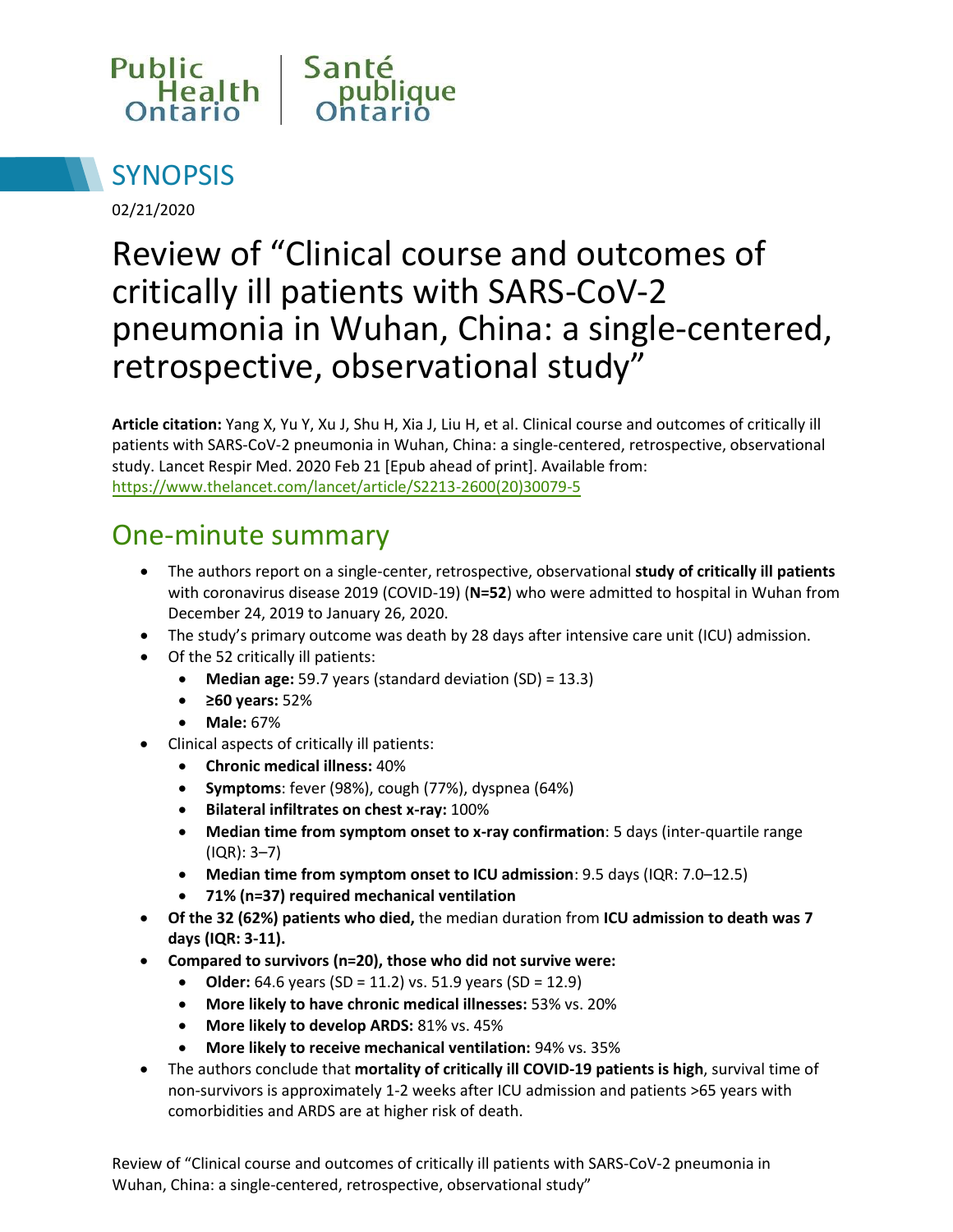Public Health Ontario | Santé publique Ontario

# SYNOPSIS

02/21/2020

# Review of "Clinical course and outcomes of critically ill patients with SARS-CoV-2 pneumonia in Wuhan, China: a single-centered, retrospective, observational study"

**Article citation:** Yang X, Yu Y, Xu J, Shu H, Xia J, Liu H, et al. Clinical course and outcomes of critically ill patients with SARS-CoV-2 pneumonia in Wuhan, China: a single-centered, retrospective, observational study. Lancet Respir Med. 2020 Feb 21 [Epub ahead of print]. Available from: https://www.thelancet.com/lancet/article/S2213-2600(20)30079-5

## One-minute summary

- The authors report on a single-center, retrospective, observational **study of critically ill patients** with coronavirus disease 2019 (COVID-19) (**N=52**) who were admitted to hospital in Wuhan from December 24, 2019 to January 26, 2020.
- The study's primary outcome was death by 28 days after intensive care unit (ICU) admission.
- Of the 52 critically ill patients:
  - **Median age:** 59.7 years (standard deviation (SD) = 13.3)
  - **≥60 years:** 52%
  - **Male:** 67%
- Clinical aspects of critically ill patients:
  - **Chronic medical illness:** 40%
  - **Symptoms**: fever (98%), cough (77%), dyspnea (64%)
  - **Bilateral infiltrates on chest x-ray:** 100%
  - **Median time from symptom onset to x-ray confirmation**: 5 days (inter-quartile range (IQR): 3–7)
  - **Median time from symptom onset to ICU admission**: 9.5 days (IQR: 7.0–12.5)
  - **71% (n=37) required mechanical ventilation**
- **Of the 32 (62%) patients who died,** the median duration from **ICU admission to death was 7 days (IQR: 3-11).**
- **Compared to survivors (n=20), those who did not survive were:**
  - **Older:** 64.6 years (SD = 11.2) vs. 51.9 years (SD = 12.9)
  - **More likely to have chronic medical illnesses:** 53% vs. 20%
  - **More likely to develop ARDS:** 81% vs. 45%
  - **More likely to receive mechanical ventilation:** 94% vs. 35%
- The authors conclude that **mortality of critically ill COVID-19 patients is high**, survival time of non-survivors is approximately 1-2 weeks after ICU admission and patients >65 years with comorbidities and ARDS are at higher risk of death.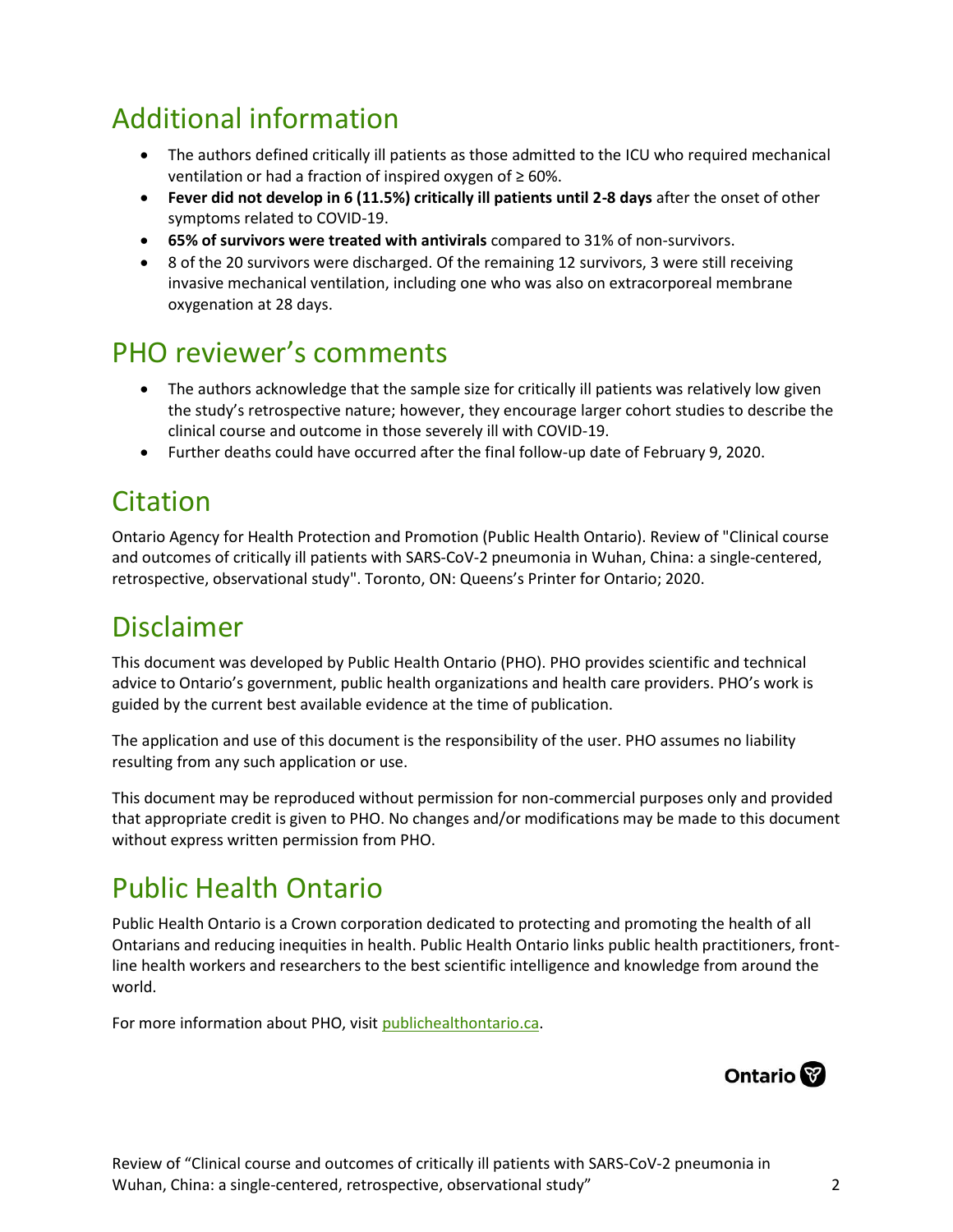## Additional information

- The authors defined critically ill patients as those admitted to the ICU who required mechanical ventilation or had a fraction of inspired oxygen of ≥ 60%.
- **Fever did not develop in 6 (11.5%) critically ill patients until 2-8 days** after the onset of other symptoms related to COVID-19.
- **65% of survivors were treated with antivirals** compared to 31% of non-survivors.
- 8 of the 20 survivors were discharged. Of the remaining 12 survivors, 3 were still receiving invasive mechanical ventilation, including one who was also on extracorporeal membrane oxygenation at 28 days.

## PHO reviewer's comments

- The authors acknowledge that the sample size for critically ill patients was relatively low given the study's retrospective nature; however, they encourage larger cohort studies to describe the clinical course and outcome in those severely ill with COVID-19.
- Further deaths could have occurred after the final follow-up date of February 9, 2020.

## Citation

Ontario Agency for Health Protection and Promotion (Public Health Ontario). Review of "Clinical course and outcomes of critically ill patients with SARS-CoV-2 pneumonia in Wuhan, China: a single-centered, retrospective, observational study". Toronto, ON: Queens's Printer for Ontario; 2020.

## Disclaimer

This document was developed by Public Health Ontario (PHO). PHO provides scientific and technical advice to Ontario's government, public health organizations and health care providers. PHO's work is guided by the current best available evidence at the time of publication.

The application and use of this document is the responsibility of the user. PHO assumes no liability resulting from any such application or use.

This document may be reproduced without permission for non-commercial purposes only and provided that appropriate credit is given to PHO. No changes and/or modifications may be made to this document without express written permission from PHO.

## Public Health Ontario

Public Health Ontario is a Crown corporation dedicated to protecting and promoting the health of all Ontarians and reducing inequities in health. Public Health Ontario links public health practitioners, front-line health workers and researchers to the best scientific intelligence and knowledge from around the world.

For more information about PHO, visit [publichealthontario.ca](publichealthontario.ca).

Ontario